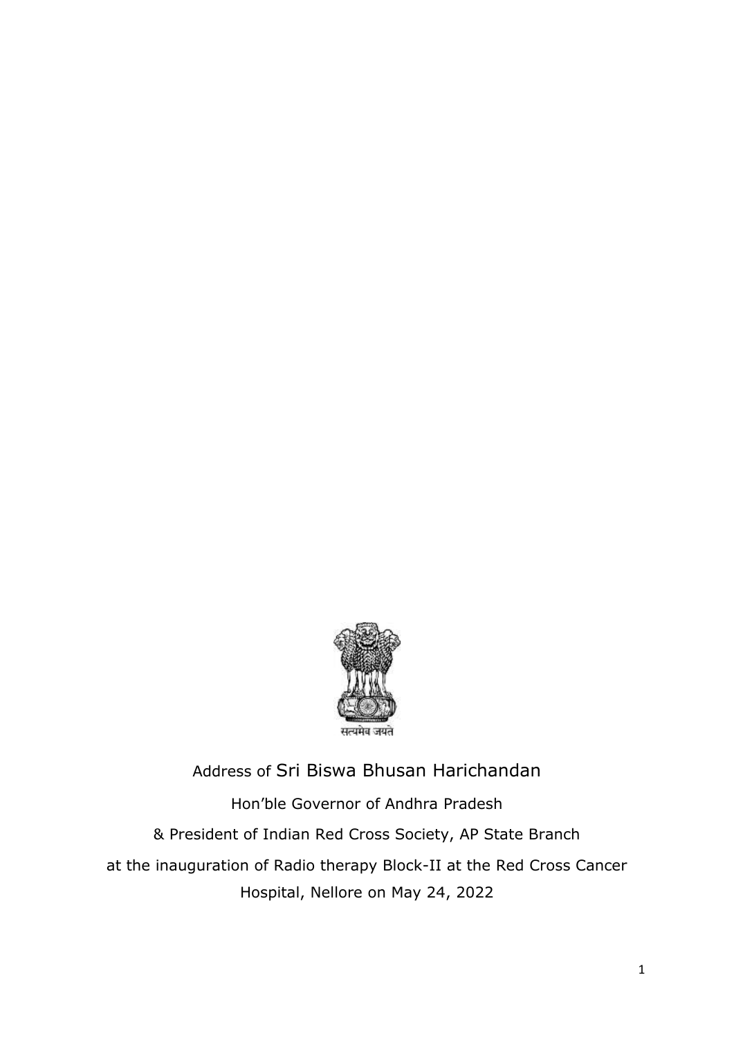सत्यमेव जयते

Address of Sri Biswa Bhusan Harichandan

Hon'ble Governor of Andhra Pradesh

& President of Indian Red Cross Society, AP State Branch

at the inauguration of Radio therapy Block-II at the Red Cross Cancer Hospital, Nellore on May 24, 2022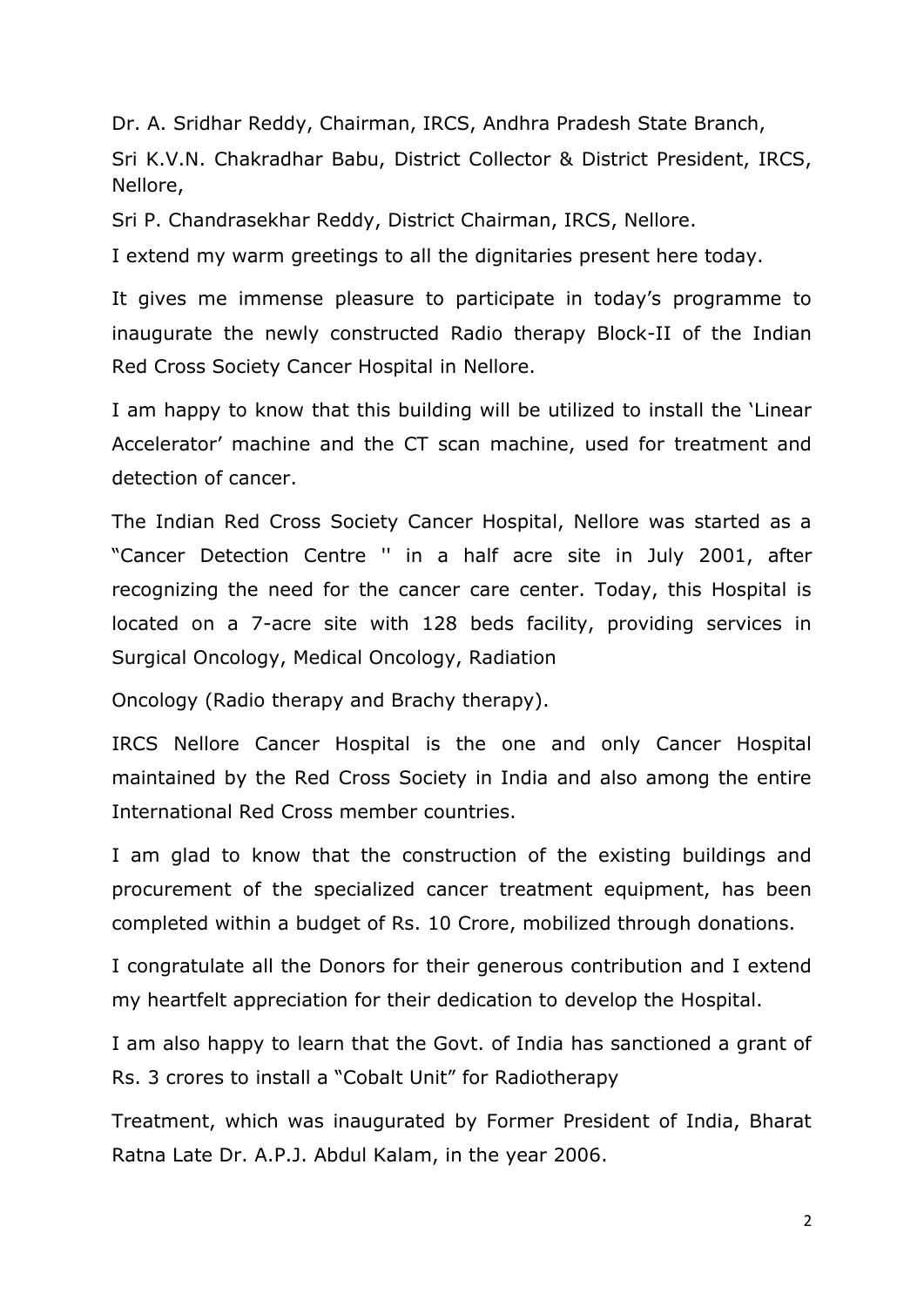Dr. A. Sridhar Reddy, Chairman, IRCS, Andhra Pradesh State Branch,

Sri K.V.N. Chakradhar Babu, District Collector & District President, IRCS, Nellore,

Sri P. Chandrasekhar Reddy, District Chairman, IRCS, Nellore.

I extend my warm greetings to all the dignitaries present here today.

It gives me immense pleasure to participate in today's programme to inaugurate the newly constructed Radio therapy Block-II of the Indian Red Cross Society Cancer Hospital in Nellore.

I am happy to know that this building will be utilized to install the 'Linear Accelerator' machine and the CT scan machine, used for treatment and detection of cancer.

The Indian Red Cross Society Cancer Hospital, Nellore was started as a "Cancer Detection Centre '' in a half acre site in July 2001, after recognizing the need for the cancer care center. Today, this Hospital is located on a 7-acre site with 128 beds facility, providing services in Surgical Oncology, Medical Oncology, Radiation

Oncology (Radio therapy and Brachy therapy).

IRCS Nellore Cancer Hospital is the one and only Cancer Hospital maintained by the Red Cross Society in India and also among the entire International Red Cross member countries.

I am glad to know that the construction of the existing buildings and procurement of the specialized cancer treatment equipment, has been completed within a budget of Rs. 10 Crore, mobilized through donations.

I congratulate all the Donors for their generous contribution and I extend my heartfelt appreciation for their dedication to develop the Hospital.

I am also happy to learn that the Govt. of India has sanctioned a grant of Rs. 3 crores to install a "Cobalt Unit" for Radiotherapy

Treatment, which was inaugurated by Former President of India, Bharat Ratna Late Dr. A.P.J. Abdul Kalam, in the year 2006.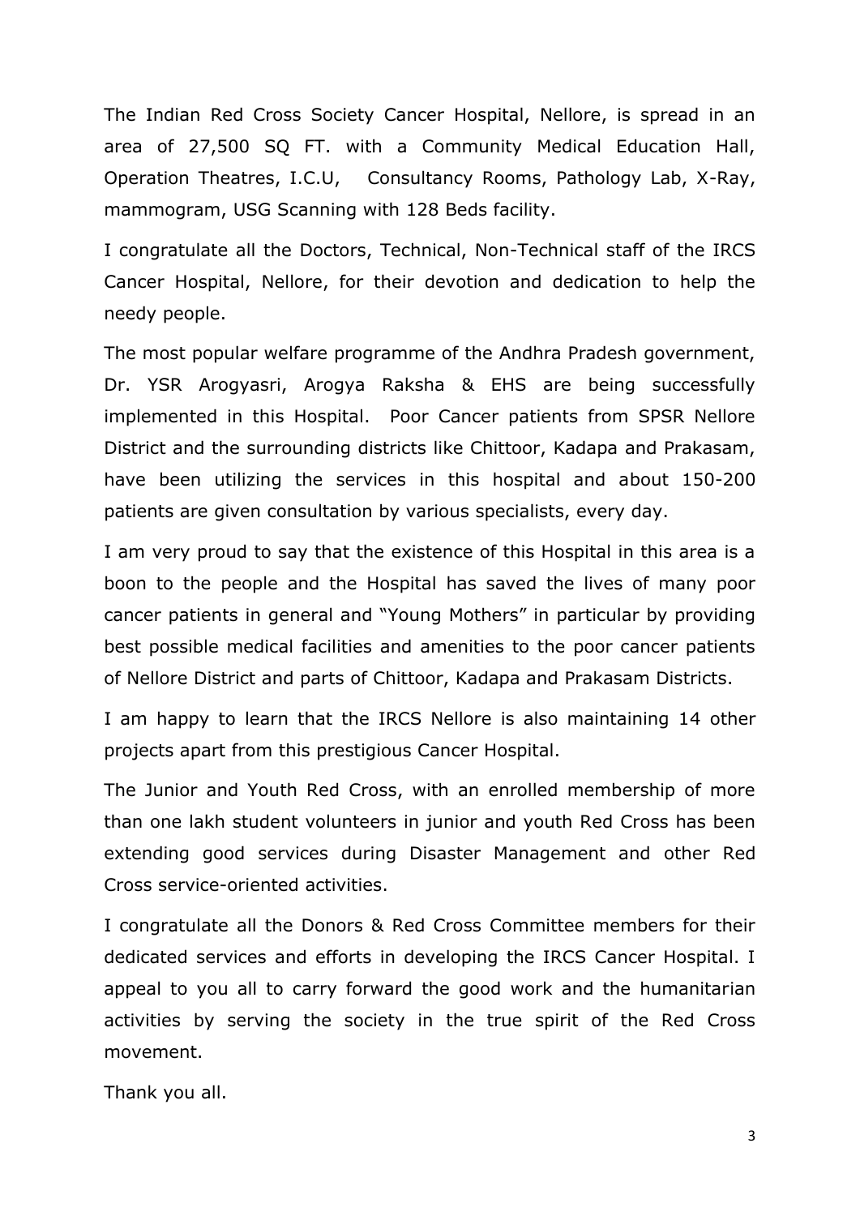The Indian Red Cross Society Cancer Hospital, Nellore, is spread in an area of 27,500 SQ FT. with a Community Medical Education Hall, Operation Theatres, I.C.U, Consultancy Rooms, Pathology Lab, X-Ray, mammogram, USG Scanning with 128 Beds facility.

I congratulate all the Doctors, Technical, Non-Technical staff of the IRCS Cancer Hospital, Nellore, for their devotion and dedication to help the needy people.

The most popular welfare programme of the Andhra Pradesh government, Dr. YSR Arogyasri, Arogya Raksha & EHS are being successfully implemented in this Hospital. Poor Cancer patients from SPSR Nellore District and the surrounding districts like Chittoor, Kadapa and Prakasam, have been utilizing the services in this hospital and about 150-200 patients are given consultation by various specialists, every day.

I am very proud to say that the existence of this Hospital in this area is a boon to the people and the Hospital has saved the lives of many poor cancer patients in general and "Young Mothers" in particular by providing best possible medical facilities and amenities to the poor cancer patients of Nellore District and parts of Chittoor, Kadapa and Prakasam Districts.

I am happy to learn that the IRCS Nellore is also maintaining 14 other projects apart from this prestigious Cancer Hospital.

The Junior and Youth Red Cross, with an enrolled membership of more than one lakh student volunteers in junior and youth Red Cross has been extending good services during Disaster Management and other Red Cross service-oriented activities.

I congratulate all the Donors & Red Cross Committee members for their dedicated services and efforts in developing the IRCS Cancer Hospital. I appeal to you all to carry forward the good work and the humanitarian activities by serving the society in the true spirit of the Red Cross movement.

Thank you all.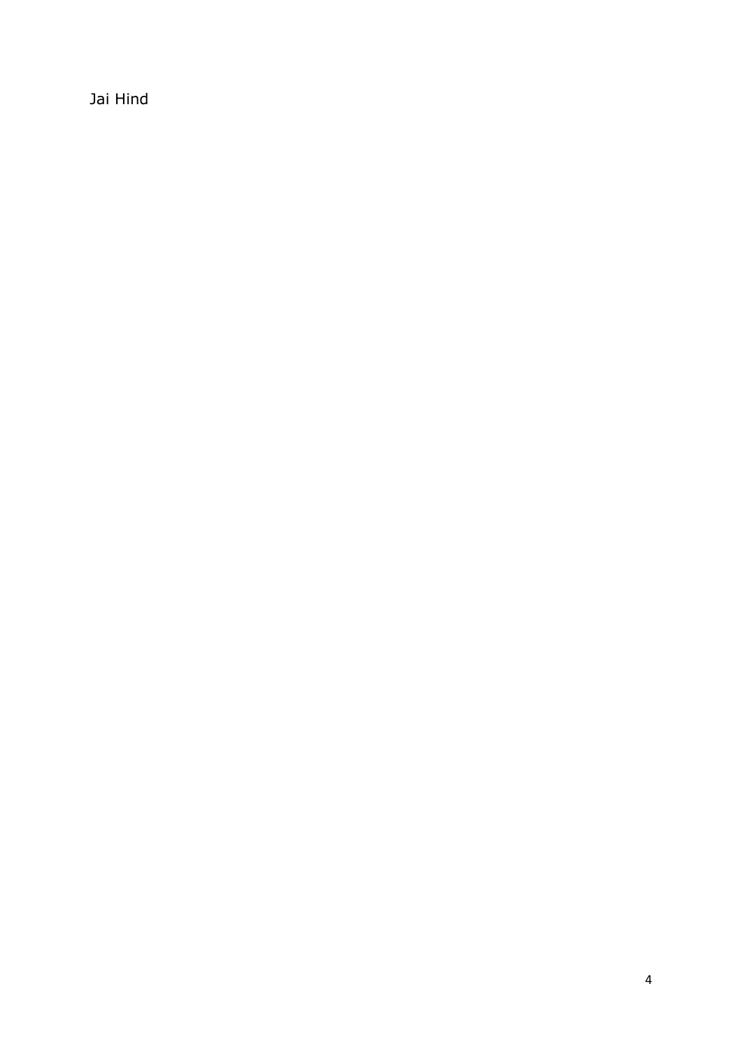Jai Hind